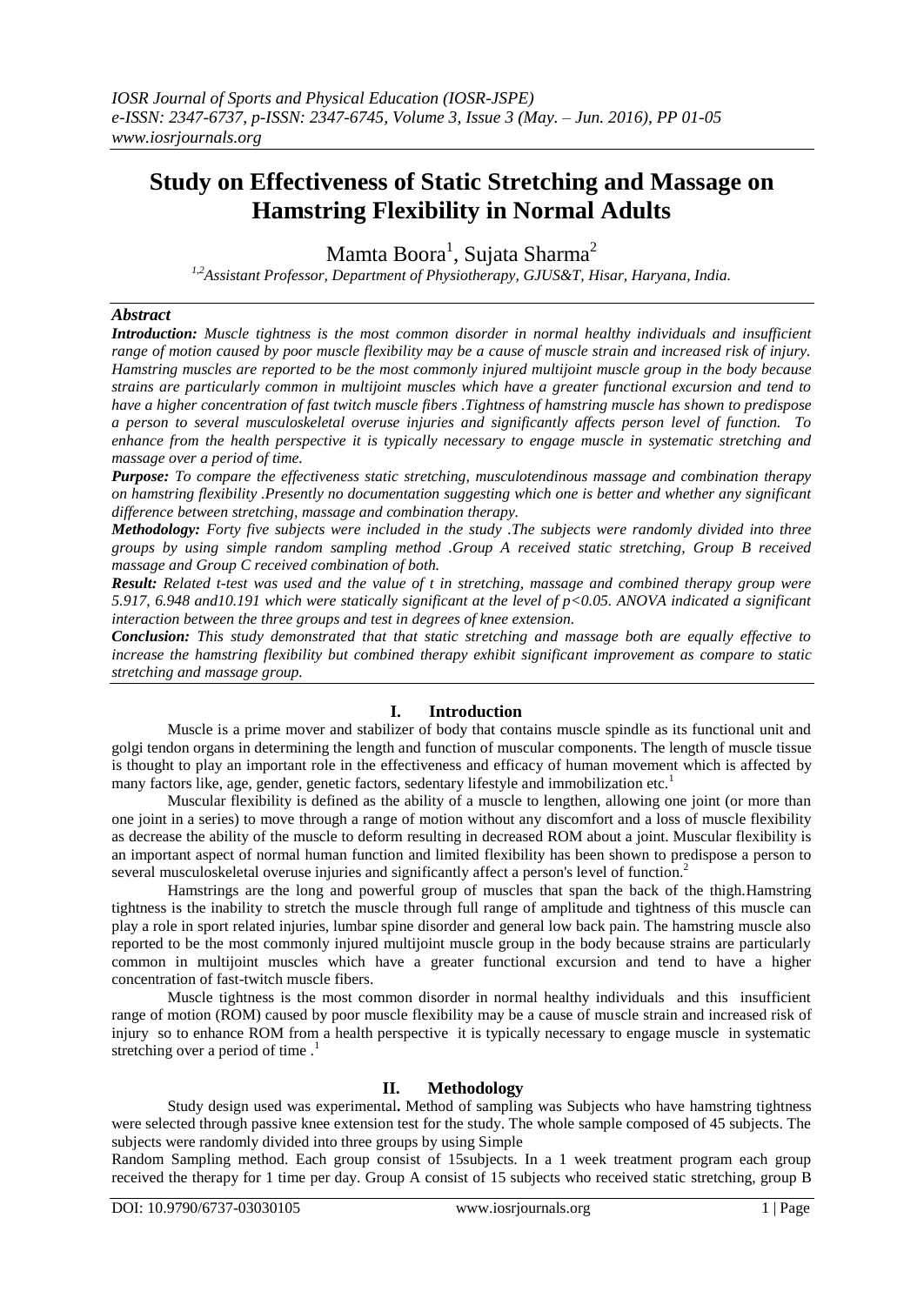# Study on Effectiveness of Static Stretching and Massage on Hamstring Flexibility in Normal Adults

Mamta Boora[1], Sujata Sharma[2]

[1,2]Assistant Professor, Department of Physiotherapy, GJUS&T, Hisar, Haryana, India.

## Abstract

***Introduction:*** *Muscle tightness is the most common disorder in normal healthy individuals and insufficient range of motion caused by poor muscle flexibility may be a cause of muscle strain and increased risk of injury. Hamstring muscles are reported to be the most commonly injured multijoint muscle group in the body because strains are particularly common in multijoint muscles which have a greater functional excursion and tend to have a higher concentration of fast twitch muscle fibers .Tightness of hamstring muscle has shown to predispose a person to several musculoskeletal overuse injuries and significantly affects person level of function. To enhance from the health perspective it is typically necessary to engage muscle in systematic stretching and massage over a period of time.*

***Purpose:*** *To compare the effectiveness static stretching, musculotendinous massage and combination therapy on hamstring flexibility .Presently no documentation suggesting which one is better and whether any significant difference between stretching, massage and combination therapy.*

***Methodology:*** *Forty five subjects were included in the study .The subjects were randomly divided into three groups by using simple random sampling method .Group A received static stretching, Group B received massage and Group C received combination of both.*

***Result:*** *Related t-test was used and the value of t in stretching, massage and combined therapy group were 5.917, 6.948 and10.191 which were statically significant at the level of $p<0.05$. ANOVA indicated a significant interaction between the three groups and test in degrees of knee extension.*

***Conclusion:*** *This study demonstrated that that static stretching and massage both are equally effective to increase the hamstring flexibility but combined therapy exhibit significant improvement as compare to static stretching and massage group.*

## I. Introduction

Muscle is a prime mover and stabilizer of body that contains muscle spindle as its functional unit and golgi tendon organs in determining the length and function of muscular components. The length of muscle tissue is thought to play an important role in the effectiveness and efficacy of human movement which is affected by many factors like, age, gender, genetic factors, sedentary lifestyle and immobilization etc.[1]

Muscular flexibility is defined as the ability of a muscle to lengthen, allowing one joint (or more than one joint in a series) to move through a range of motion without any discomfort and a loss of muscle flexibility as decrease the ability of the muscle to deform resulting in decreased ROM about a joint. Muscular flexibility is an important aspect of normal human function and limited flexibility has been shown to predispose a person to several musculoskeletal overuse injuries and significantly affect a person's level of function.[2]

Hamstrings are the long and powerful group of muscles that span the back of the thigh.Hamstring tightness is the inability to stretch the muscle through full range of amplitude and tightness of this muscle can play a role in sport related injuries, lumbar spine disorder and general low back pain. The hamstring muscle also reported to be the most commonly injured multijoint muscle group in the body because strains are particularly common in multijoint muscles which have a greater functional excursion and tend to have a higher concentration of fast-twitch muscle fibers.

Muscle tightness is the most common disorder in normal healthy individuals and this insufficient range of motion (ROM) caused by poor muscle flexibility may be a cause of muscle strain and increased risk of injury so to enhance ROM from a health perspective it is typically necessary to engage muscle in systematic stretching over a period of time .[1]

## II. Methodology

Study design used was experimental**.** Method of sampling was Subjects who have hamstring tightness were selected through passive knee extension test for the study. The whole sample composed of 45 subjects. The subjects were randomly divided into three groups by using Simple Random Sampling method. Each group consist of 15subjects. In a 1 week treatment program each group received the therapy for 1 time per day. Group A consist of 15 subjects who received static stretching, group B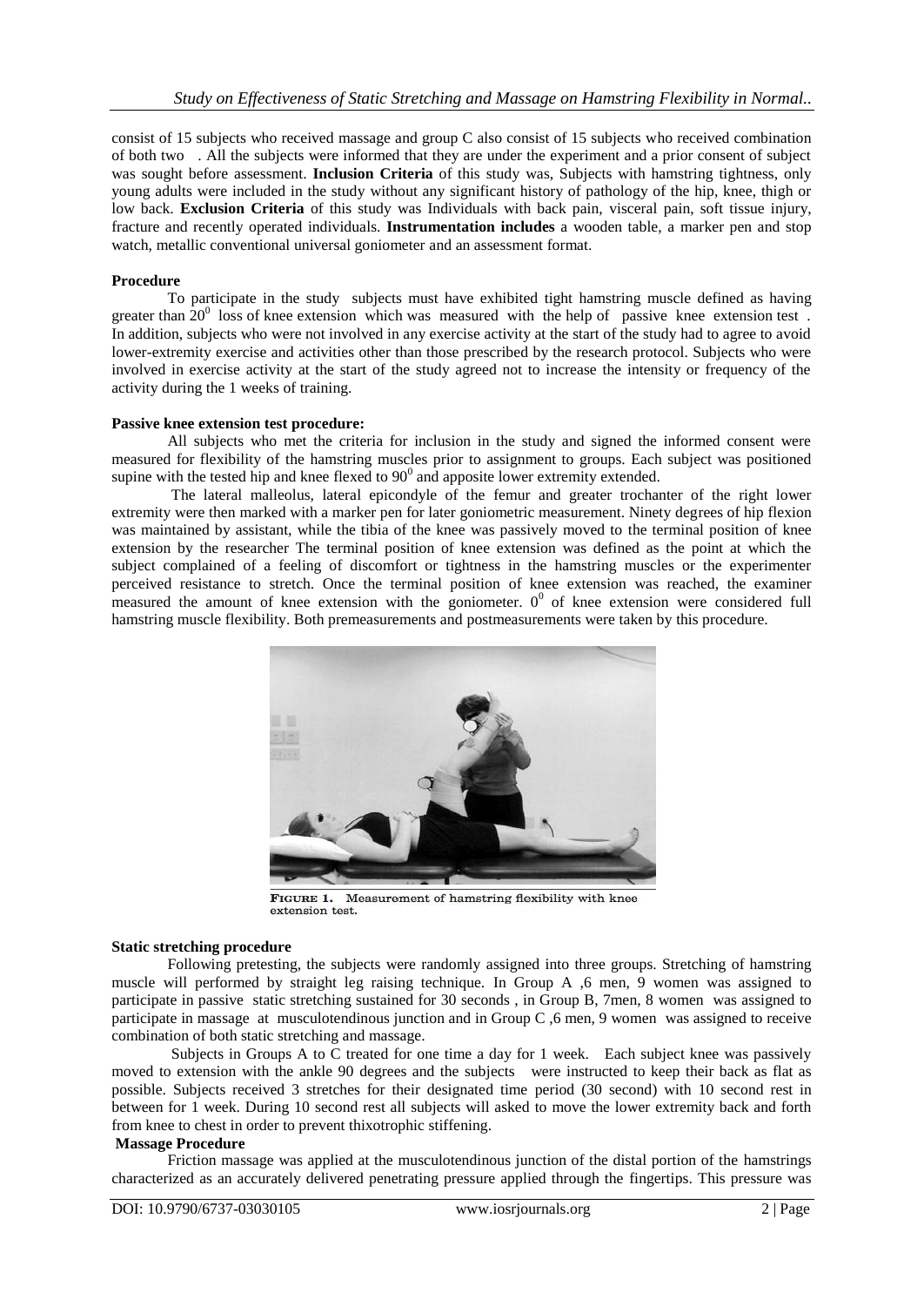consist of 15 subjects who received massage and group C also consist of 15 subjects who received combination of both two . All the subjects were informed that they are under the experiment and a prior consent of subject was sought before assessment. **Inclusion Criteria** of this study was, Subjects with hamstring tightness, only young adults were included in the study without any significant history of pathology of the hip, knee, thigh or low back. **Exclusion Criteria** of this study was Individuals with back pain, visceral pain, soft tissue injury, fracture and recently operated individuals. **Instrumentation includes** a wooden table, a marker pen and stop watch, metallic conventional universal goniometer and an assessment format.

**Procedure**

To participate in the study subjects must have exhibited tight hamstring muscle defined as having greater than $20^0$ loss of knee extension which was measured with the help of passive knee extension test . In addition, subjects who were not involved in any exercise activity at the start of the study had to agree to avoid lower-extremity exercise and activities other than those prescribed by the research protocol. Subjects who were involved in exercise activity at the start of the study agreed not to increase the intensity or frequency of the activity during the 1 weeks of training.

**Passive knee extension test procedure:**

All subjects who met the criteria for inclusion in the study and signed the informed consent were measured for flexibility of the hamstring muscles prior to assignment to groups. Each subject was positioned supine with the tested hip and knee flexed to $90^0$ and apposite lower extremity extended.

The lateral malleolus, lateral epicondyle of the femur and greater trochanter of the right lower extremity were then marked with a marker pen for later goniometric measurement. Ninety degrees of hip flexion was maintained by assistant, while the tibia of the knee was passively moved to the terminal position of knee extension by the researcher The terminal position of knee extension was defined as the point at which the subject complained of a feeling of discomfort or tightness in the hamstring muscles or the experimenter perceived resistance to stretch. Once the terminal position of knee extension was reached, the examiner measured the amount of knee extension with the goniometer. $0^0$ of knee extension were considered full hamstring muscle flexibility. Both premeasurements and postmeasurements were taken by this procedure.

FIGURE 1. Measurement of hamstring flexibility with knee extension test.

**Static stretching procedure**

Following pretesting, the subjects were randomly assigned into three groups. Stretching of hamstring muscle will performed by straight leg raising technique. In Group A ,6 men, 9 women was assigned to participate in passive static stretching sustained for 30 seconds , in Group B, 7men, 8 women was assigned to participate in massage at musculotendinous junction and in Group C ,6 men, 9 women was assigned to receive combination of both static stretching and massage.

Subjects in Groups A to C treated for one time a day for 1 week. Each subject knee was passively moved to extension with the ankle 90 degrees and the subjects were instructed to keep their back as flat as possible. Subjects received 3 stretches for their designated time period (30 second) with 10 second rest in between for 1 week. During 10 second rest all subjects will asked to move the lower extremity back and forth from knee to chest in order to prevent thixotrophic stiffening.

**Massage Procedure**

Friction massage was applied at the musculotendinous junction of the distal portion of the hamstrings characterized as an accurately delivered penetrating pressure applied through the fingertips. This pressure was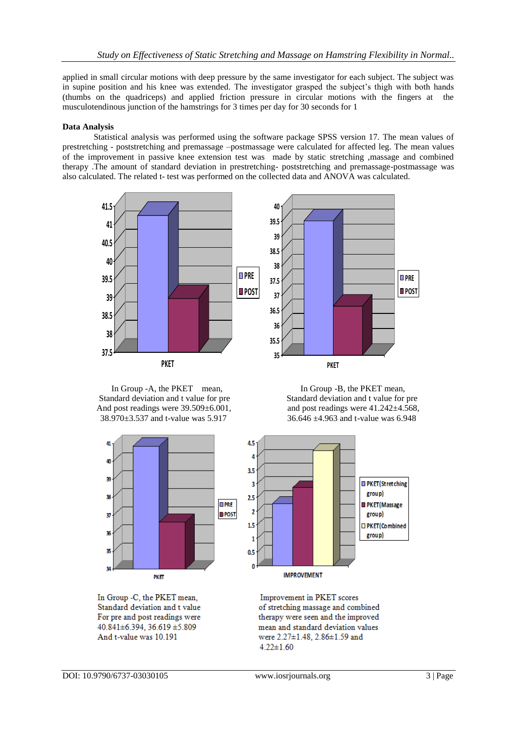applied in small circular motions with deep pressure by the same investigator for each subject. The subject was in supine position and his knee was extended. The investigator grasped the subject's thigh with both hands (thumbs on the quadriceps) and applied friction pressure in circular motions with the fingers at the musculotendinous junction of the hamstrings for 3 times per day for 30 seconds for 1

**Data Analysis**

Statistical analysis was performed using the software package SPSS version 17. The mean values of prestretching - poststretching and premassage –postmassage were calculated for affected leg. The mean values of the improvement in passive knee extension test was made by static stretching ,massage and combined therapy .The amount of standard deviation in prestretching- poststretching and premassage-postmassage was also calculated. The related t- test was performed on the collected data and ANOVA was calculated.

In Group -A, the PKET mean, Standard deviation and t value for pre And post readings were 39.509±6.001, 38.970±3.537 and t-value was 5.917

In Group -B, the PKET mean, Standard deviation and t value for pre and post readings were 41.242±4.568, 36.646 ±4.963 and t-value was 6.948

In Group -C, the PKET mean, Standard deviation and t value For pre and post readings were 40.841±6.394, 36.619 ±5.809 And t-value was 10.191

Improvement in PKET scores of stretching massage and combined therapy were seen and the improved mean and standard deviation values were 2.27±1.48, 2.86±1.59 and 4.22±1.60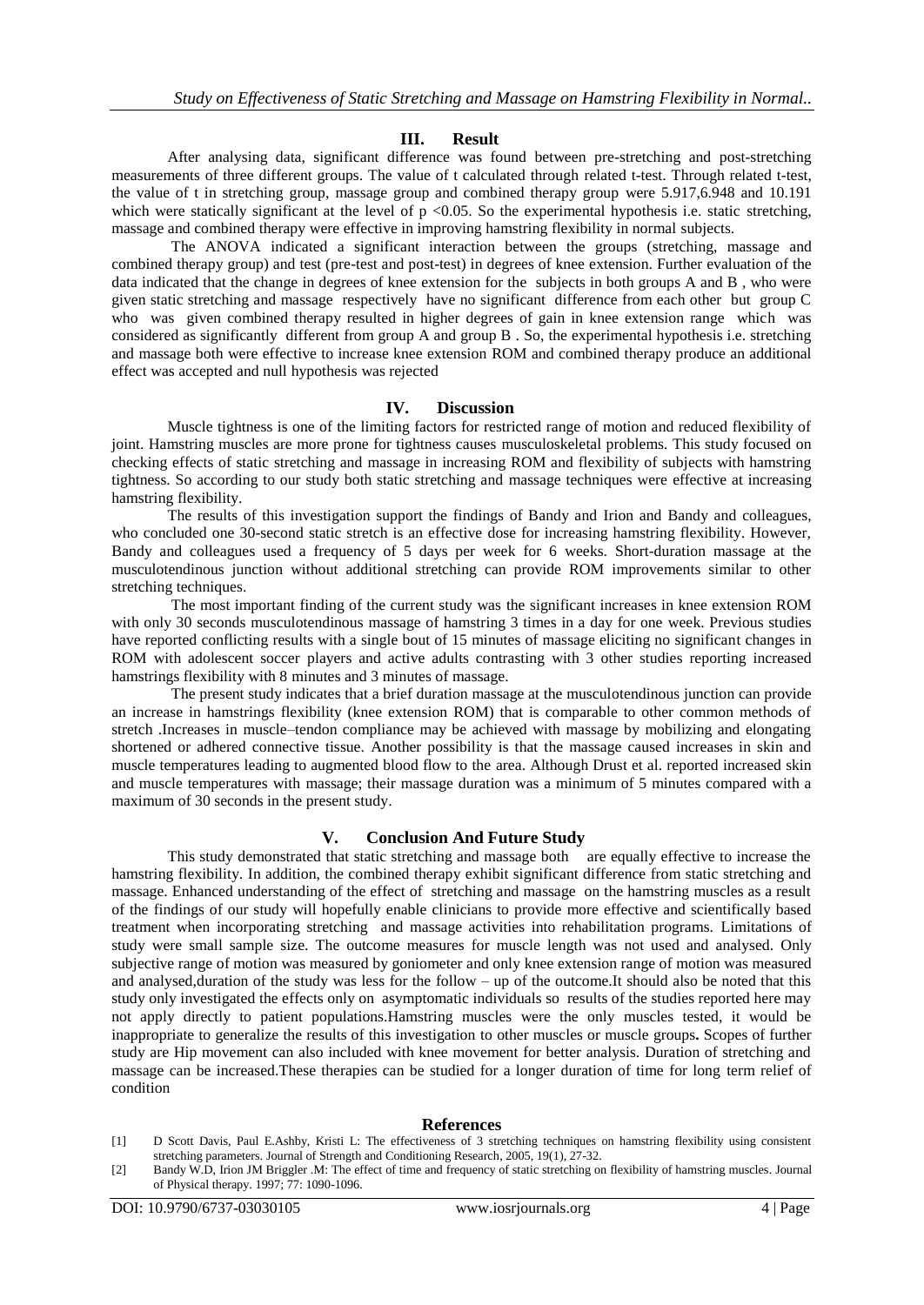## III. Result

After analysing data, significant difference was found between pre-stretching and post-stretching measurements of three different groups. The value of t calculated through related t-test. Through related t-test, the value of t in stretching group, massage group and combined therapy group were 5.917,6.948 and 10.191 which were statically significant at the level of $p < 0.05$. So the experimental hypothesis i.e. static stretching, massage and combined therapy were effective in improving hamstring flexibility in normal subjects.

The ANOVA indicated a significant interaction between the groups (stretching, massage and combined therapy group) and test (pre-test and post-test) in degrees of knee extension. Further evaluation of the data indicated that the change in degrees of knee extension for the subjects in both groups A and B , who were given static stretching and massage respectively have no significant difference from each other but group C who was given combined therapy resulted in higher degrees of gain in knee extension range which was considered as significantly different from group A and group B . So, the experimental hypothesis i.e. stretching and massage both were effective to increase knee extension ROM and combined therapy produce an additional effect was accepted and null hypothesis was rejected

## IV. Discussion

Muscle tightness is one of the limiting factors for restricted range of motion and reduced flexibility of joint. Hamstring muscles are more prone for tightness causes musculoskeletal problems. This study focused on checking effects of static stretching and massage in increasing ROM and flexibility of subjects with hamstring tightness. So according to our study both static stretching and massage techniques were effective at increasing hamstring flexibility.

The results of this investigation support the findings of Bandy and Irion and Bandy and colleagues, who concluded one 30-second static stretch is an effective dose for increasing hamstring flexibility. However, Bandy and colleagues used a frequency of 5 days per week for 6 weeks. Short-duration massage at the musculotendinous junction without additional stretching can provide ROM improvements similar to other stretching techniques.

The most important finding of the current study was the significant increases in knee extension ROM with only 30 seconds musculotendinous massage of hamstring 3 times in a day for one week. Previous studies have reported conflicting results with a single bout of 15 minutes of massage eliciting no significant changes in ROM with adolescent soccer players and active adults contrasting with 3 other studies reporting increased hamstrings flexibility with 8 minutes and 3 minutes of massage.

The present study indicates that a brief duration massage at the musculotendinous junction can provide an increase in hamstrings flexibility (knee extension ROM) that is comparable to other common methods of stretch .Increases in muscle–tendon compliance may be achieved with massage by mobilizing and elongating shortened or adhered connective tissue. Another possibility is that the massage caused increases in skin and muscle temperatures leading to augmented blood flow to the area. Although Drust et al. reported increased skin and muscle temperatures with massage; their massage duration was a minimum of 5 minutes compared with a maximum of 30 seconds in the present study.

## V. Conclusion And Future Study

This study demonstrated that static stretching and massage both are equally effective to increase the hamstring flexibility. In addition, the combined therapy exhibit significant difference from static stretching and massage. Enhanced understanding of the effect of stretching and massage on the hamstring muscles as a result of the findings of our study will hopefully enable clinicians to provide more effective and scientifically based treatment when incorporating stretching and massage activities into rehabilitation programs. Limitations of study were small sample size. The outcome measures for muscle length was not used and analysed. Only subjective range of motion was measured by goniometer and only knee extension range of motion was measured and analysed,duration of the study was less for the follow – up of the outcome.It should also be noted that this study only investigated the effects only on asymptomatic individuals so results of the studies reported here may not apply directly to patient populations.Hamstring muscles were the only muscles tested, it would be inappropriate to generalize the results of this investigation to other muscles or muscle groups**.** Scopes of further study are Hip movement can also included with knee movement for better analysis. Duration of stretching and massage can be increased.These therapies can be studied for a longer duration of time for long term relief of condition

## References

[1] D Scott Davis, Paul E.Ashby, Kristi L: The effectiveness of 3 stretching techniques on hamstring flexibility using consistent stretching parameters. Journal of Strength and Conditioning Research, 2005, 19(1), 27-32.

[2] Bandy W.D, Irion JM Briggler .M: The effect of time and frequency of static stretching on flexibility of hamstring muscles. Journal of Physical therapy. 1997; 77: 1090-1096.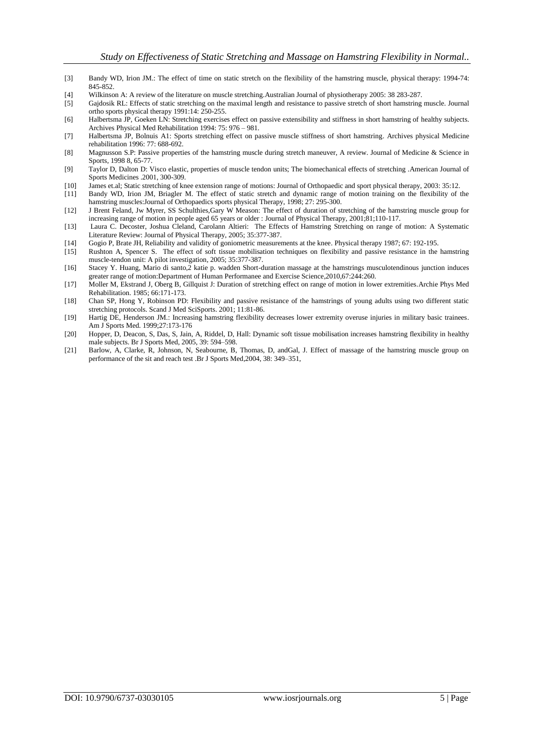[3] Bandy WD, Irion JM.: The effect of time on static stretch on the flexibility of the hamstring muscle, physical therapy: 1994-74: 845-852.

[4] Wilkinson A: A review of the literature on muscle stretching.Australian Journal of physiotherapy 2005: 38 283-287.

[5] Gajdosik RL: Effects of static stretching on the maximal length and resistance to passive stretch of short hamstring muscle. Journal ortho sports physical therapy 1991:14: 250-255.

[6] Halbertsma JP, Goeken LN: Stretching exercises effect on passive extensibility and stiffness in short hamstring of healthy subjects. Archives Physical Med Rehabilitation 1994: 75: 976 – 981.

[7] Halbertsma JP, Bolnuis A1: Sports stretching effect on passive muscle stiffness of short hamstring. Archives physical Medicine rehabilitation 1996: 77: 688-692.

[8] Magnusson S.P: Passive properties of the hamstring muscle during stretch maneuver, A review. Journal of Medicine & Science in Sports, 1998 8, 65-77.

[9] Taylor D, Dalton D: Visco elastic, properties of muscle tendon units; The biomechanical effects of stretching .American Journal of Sports Medicines .2001, 300-309.

[10] James et.al; Static stretching of knee extension range of motions: Journal of Orthopaedic and sport physical therapy, 2003: 35:12.

[11] Bandy WD, Irion JM, Briagler M. The effect of static stretch and dynamic range of motion training on the flexibility of the hamstring muscles:Journal of Orthopaedics sports physical Therapy, 1998; 27: 295-300.

[12] J Brent Feland, Jw Myrer, SS Schulthies,Gary W Meason: The effect of duration of stretching of the hamstring muscle group for increasing range of motion in people aged 65 years or older : Journal of Physical Therapy, 2001;81;110-117.

[13] Laura C. Decoster, Joshua Cleland, Carolann Altieri: The Effects of Hamstring Stretching on range of motion: A Systematic Literature Review: Journal of Physical Therapy, 2005; 35:377-387.

[14] Gogio P, Brate JH, Reliability and validity of goniometric measurements at the knee. Physical therapy 1987; 67: 192-195.

[15] Rushton A, Spencer S. The effect of soft tissue mobilisation techniques on flexibility and passive resistance in the hamstring muscle-tendon unit: A pilot investigation, 2005; 35:377-387.

[16] Stacey Y. Huang, Mario di santo,2 katie p. wadden Short-duration massage at the hamstrings musculotendinous junction induces greater range of motion:Department of Human Performanee and Exercise Science,2010,67:244:260.

[17] Moller M, Ekstrand J, Oberg B, Gillquist J: Duration of stretching effect on range of motion in lower extremities.Archie Phys Med Rehabilitation. 1985; 66:171-173.

[18] Chan SP, Hong Y, Robinson PD: Flexibility and passive resistance of the hamstrings of young adults using two different static stretching protocols. Scand J Med SciSports. 2001; 11:81-86.

[19] Hartig DE, Henderson JM.: Increasing hamstring flexibility decreases lower extremity overuse injuries in military basic trainees. Am J Sports Med. 1999;27:173-176

[20] Hopper, D, Deacon, S, Das, S, Jain, A, Riddel, D, Hall: Dynamic soft tissue mobilisation increases hamstring flexibility in healthy male subjects. Br J Sports Med, 2005, 39: 594–598.

[21] Barlow, A, Clarke, R, Johnson, N, Seabourne, B, Thomas, D, andGal, J. Effect of massage of the hamstring muscle group on performance of the sit and reach test .Br J Sports Med,2004, 38: 349–351,